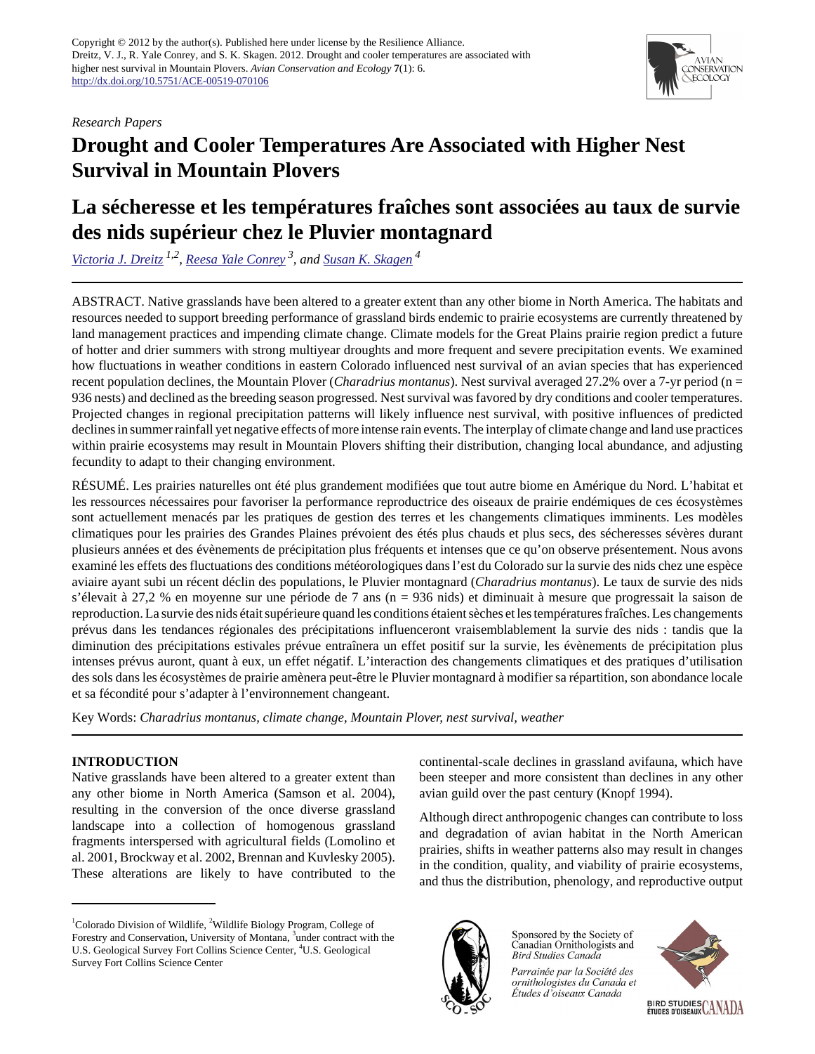Copyright © 2012 by the author(s). Published here under license by the Resilience Alliance.
Dreitz, V. J., R. Yale Conrey, and S. K. Skagen. 2012. Drought and cooler temperatures are associated with higher nest survival in Mountain Plovers. *Avian Conservation and Ecology* **7**(1): 6.
http://dx.doi.org/10.5751/ACE-00519-070106

*Research Papers*

# Drought and Cooler Temperatures Are Associated with Higher Nest Survival in Mountain Plovers

# La sécheresse et les températures fraîches sont associées au taux de survie des nids supérieur chez le Pluvier montagnard

*Victoria J. Dreitz [1,2], Reesa Yale Conrey [3], and Susan K. Skagen [4]*

ABSTRACT. Native grasslands have been altered to a greater extent than any other biome in North America. The habitats and resources needed to support breeding performance of grassland birds endemic to prairie ecosystems are currently threatened by land management practices and impending climate change. Climate models for the Great Plains prairie region predict a future of hotter and drier summers with strong multiyear droughts and more frequent and severe precipitation events. We examined how fluctuations in weather conditions in eastern Colorado influenced nest survival of an avian species that has experienced recent population declines, the Mountain Plover (*Charadrius montanus*). Nest survival averaged 27.2% over a 7-yr period (n = 936 nests) and declined as the breeding season progressed. Nest survival was favored by dry conditions and cooler temperatures. Projected changes in regional precipitation patterns will likely influence nest survival, with positive influences of predicted declines in summer rainfall yet negative effects of more intense rain events. The interplay of climate change and land use practices within prairie ecosystems may result in Mountain Plovers shifting their distribution, changing local abundance, and adjusting fecundity to adapt to their changing environment.

RÉSUMÉ. Les prairies naturelles ont été plus grandement modifiées que tout autre biome en Amérique du Nord. L'habitat et les ressources nécessaires pour favoriser la performance reproductrice des oiseaux de prairie endémiques de ces écosystèmes sont actuellement menacés par les pratiques de gestion des terres et les changements climatiques imminents. Les modèles climatiques pour les prairies des Grandes Plaines prévoient des étés plus chauds et plus secs, des sécheresses sévères durant plusieurs années et des évènements de précipitation plus fréquents et intenses que ce qu'on observe présentement. Nous avons examiné les effets des fluctuations des conditions météorologiques dans l'est du Colorado sur la survie des nids chez une espèce aviaire ayant subi un récent déclin des populations, le Pluvier montagnard (*Charadrius montanus*). Le taux de survie des nids s'élevait à 27,2 % en moyenne sur une période de 7 ans (n = 936 nids) et diminuait à mesure que progressait la saison de reproduction. La survie des nids était supérieure quand les conditions étaient sèches et les températures fraîches. Les changements prévus dans les tendances régionales des précipitations influenceront vraisemblablement la survie des nids : tandis que la diminution des précipitations estivales prévue entraînera un effet positif sur la survie, les évènements de précipitation plus intenses prévus auront, quant à eux, un effet négatif. L'interaction des changements climatiques et des pratiques d'utilisation des sols dans les écosystèmes de prairie amènera peut-être le Pluvier montagnard à modifier sa répartition, son abondance locale et sa fécondité pour s'adapter à l'environnement changeant.

Key Words: *Charadrius montanus, climate change, Mountain Plover, nest survival, weather*

## INTRODUCTION

Native grasslands have been altered to a greater extent than any other biome in North America (Samson et al. 2004), resulting in the conversion of the once diverse grassland landscape into a collection of homogenous grassland fragments interspersed with agricultural fields (Lomolino et al. 2001, Brockway et al. 2002, Brennan and Kuvlesky 2005). These alterations are likely to have contributed to the continental-scale declines in grassland avifauna, which have been steeper and more consistent than declines in any other avian guild over the past century (Knopf 1994).

Although direct anthropogenic changes can contribute to loss and degradation of avian habitat in the North American prairies, shifts in weather patterns also may result in changes in the condition, quality, and viability of prairie ecosystems, and thus the distribution, phenology, and reproductive output

[1] Colorado Division of Wildlife, [2] Wildlife Biology Program, College of Forestry and Conservation, University of Montana, [3] under contract with the U.S. Geological Survey Fort Collins Science Center, [4] U.S. Geological Survey Fort Collins Science Center

Sponsored by the Society of Canadian Ornithologists and Bird Studies Canada

*Parrainée par la Société des ornithologistes du Canada et Études d'oiseaux Canada*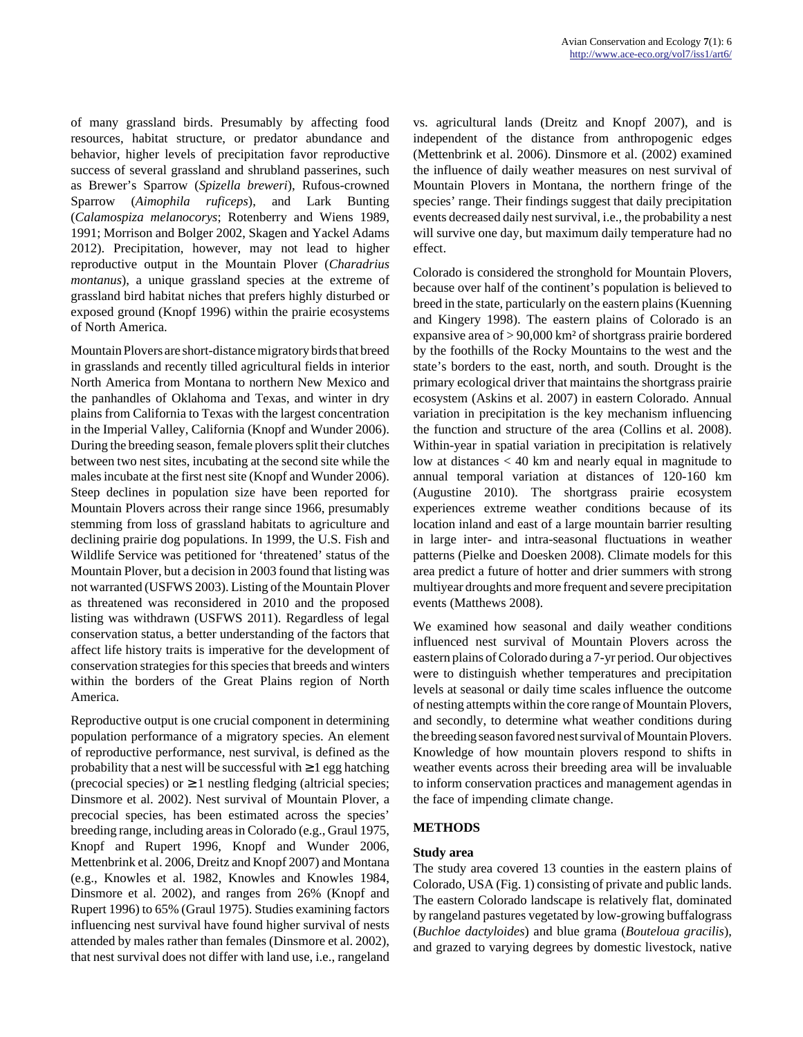of many grassland birds. Presumably by affecting food resources, habitat structure, or predator abundance and behavior, higher levels of precipitation favor reproductive success of several grassland and shrubland passerines, such as Brewer's Sparrow (*Spizella breweri*), Rufous-crowned Sparrow (*Aimophila ruficeps*), and Lark Bunting (*Calamospiza melanocorys*; Rotenberry and Wiens 1989, 1991; Morrison and Bolger 2002, Skagen and Yackel Adams 2012). Precipitation, however, may not lead to higher reproductive output in the Mountain Plover (*Charadrius montanus*), a unique grassland species at the extreme of grassland bird habitat niches that prefers highly disturbed or exposed ground (Knopf 1996) within the prairie ecosystems of North America.

Mountain Plovers are short-distance migratory birds that breed in grasslands and recently tilled agricultural fields in interior North America from Montana to northern New Mexico and the panhandles of Oklahoma and Texas, and winter in dry plains from California to Texas with the largest concentration in the Imperial Valley, California (Knopf and Wunder 2006). During the breeding season, female plovers split their clutches between two nest sites, incubating at the second site while the males incubate at the first nest site (Knopf and Wunder 2006). Steep declines in population size have been reported for Mountain Plovers across their range since 1966, presumably stemming from loss of grassland habitats to agriculture and declining prairie dog populations. In 1999, the U.S. Fish and Wildlife Service was petitioned for 'threatened' status of the Mountain Plover, but a decision in 2003 found that listing was not warranted (USFWS 2003). Listing of the Mountain Plover as threatened was reconsidered in 2010 and the proposed listing was withdrawn (USFWS 2011). Regardless of legal conservation status, a better understanding of the factors that affect life history traits is imperative for the development of conservation strategies for this species that breeds and winters within the borders of the Great Plains region of North America.

Reproductive output is one crucial component in determining population performance of a migratory species. An element of reproductive performance, nest survival, is defined as the probability that a nest will be successful with ≥1 egg hatching (precocial species) or ≥1 nestling fledging (altricial species; Dinsmore et al. 2002). Nest survival of Mountain Plover, a precocial species, has been estimated across the species' breeding range, including areas in Colorado (e.g., Graul 1975, Knopf and Rupert 1996, Knopf and Wunder 2006, Mettenbrink et al. 2006, Dreitz and Knopf 2007) and Montana (e.g., Knowles et al. 1982, Knowles and Knowles 1984, Dinsmore et al. 2002), and ranges from 26% (Knopf and Rupert 1996) to 65% (Graul 1975). Studies examining factors influencing nest survival have found higher survival of nests attended by males rather than females (Dinsmore et al. 2002), that nest survival does not differ with land use, i.e., rangeland vs. agricultural lands (Dreitz and Knopf 2007), and is independent of the distance from anthropogenic edges (Mettenbrink et al. 2006). Dinsmore et al. (2002) examined the influence of daily weather measures on nest survival of Mountain Plovers in Montana, the northern fringe of the species' range. Their findings suggest that daily precipitation events decreased daily nest survival, i.e., the probability a nest will survive one day, but maximum daily temperature had no effect.

Colorado is considered the stronghold for Mountain Plovers, because over half of the continent's population is believed to breed in the state, particularly on the eastern plains (Kuenning and Kingery 1998). The eastern plains of Colorado is an expansive area of > 90,000 km² of shortgrass prairie bordered by the foothills of the Rocky Mountains to the west and the state's borders to the east, north, and south. Drought is the primary ecological driver that maintains the shortgrass prairie ecosystem (Askins et al. 2007) in eastern Colorado. Annual variation in precipitation is the key mechanism influencing the function and structure of the area (Collins et al. 2008). Within-year in spatial variation in precipitation is relatively low at distances < 40 km and nearly equal in magnitude to annual temporal variation at distances of 120-160 km (Augustine 2010). The shortgrass prairie ecosystem experiences extreme weather conditions because of its location inland and east of a large mountain barrier resulting in large inter- and intra-seasonal fluctuations in weather patterns (Pielke and Doesken 2008). Climate models for this area predict a future of hotter and drier summers with strong multiyear droughts and more frequent and severe precipitation events (Matthews 2008).

We examined how seasonal and daily weather conditions influenced nest survival of Mountain Plovers across the eastern plains of Colorado during a 7-yr period. Our objectives were to distinguish whether temperatures and precipitation levels at seasonal or daily time scales influence the outcome of nesting attempts within the core range of Mountain Plovers, and secondly, to determine what weather conditions during the breeding season favored nest survival of Mountain Plovers. Knowledge of how mountain plovers respond to shifts in weather events across their breeding area will be invaluable to inform conservation practices and management agendas in the face of impending climate change.

## METHODS

### Study area

The study area covered 13 counties in the eastern plains of Colorado, USA (Fig. 1) consisting of private and public lands. The eastern Colorado landscape is relatively flat, dominated by rangeland pastures vegetated by low-growing buffalograss (*Buchloe dactyloides*) and blue grama (*Bouteloua gracilis*), and grazed to varying degrees by domestic livestock, native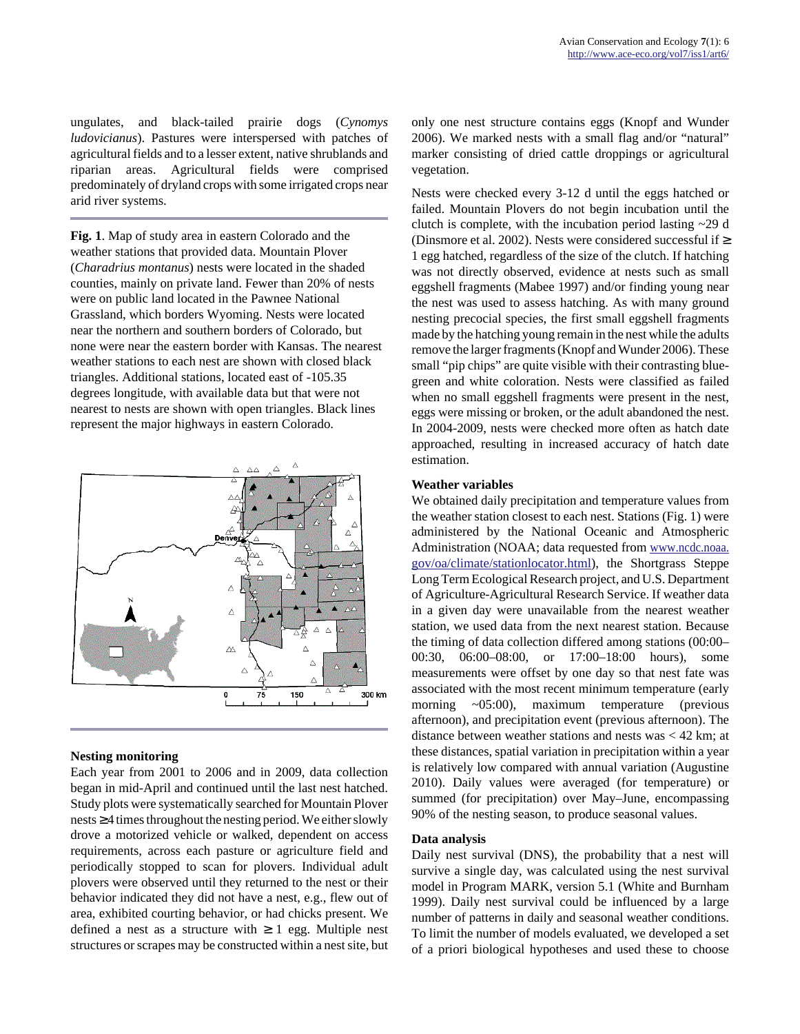ungulates, and black-tailed prairie dogs (*Cynomys ludovicianus*). Pastures were interspersed with patches of agricultural fields and to a lesser extent, native shrublands and riparian areas. Agricultural fields were comprised predominately of dryland crops with some irrigated crops near arid river systems.

**Fig. 1**. Map of study area in eastern Colorado and the weather stations that provided data. Mountain Plover (*Charadrius montanus*) nests were located in the shaded counties, mainly on private land. Fewer than 20% of nests were on public land located in the Pawnee National Grassland, which borders Wyoming. Nests were located near the northern and southern borders of Colorado, but none were near the eastern border with Kansas. The nearest weather stations to each nest are shown with closed black triangles. Additional stations, located east of -105.35 degrees longitude, with available data but that were not nearest to nests are shown with open triangles. Black lines represent the major highways in eastern Colorado.

### Nesting monitoring

Each year from 2001 to 2006 and in 2009, data collection began in mid-April and continued until the last nest hatched. Study plots were systematically searched for Mountain Plover nests ≥4 times throughout the nesting period. We either slowly drove a motorized vehicle or walked, dependent on access requirements, across each pasture or agriculture field and periodically stopped to scan for plovers. Individual adult plovers were observed until they returned to the nest or their behavior indicated they did not have a nest, e.g., flew out of area, exhibited courting behavior, or had chicks present. We defined a nest as a structure with ≥ 1 egg. Multiple nest structures or scrapes may be constructed within a nest site, but only one nest structure contains eggs (Knopf and Wunder 2006). We marked nests with a small flag and/or "natural" marker consisting of dried cattle droppings or agricultural vegetation.

Nests were checked every 3-12 d until the eggs hatched or failed. Mountain Plovers do not begin incubation until the clutch is complete, with the incubation period lasting ~29 d (Dinsmore et al. 2002). Nests were considered successful if ≥ 1 egg hatched, regardless of the size of the clutch. If hatching was not directly observed, evidence at nests such as small eggshell fragments (Mabee 1997) and/or finding young near the nest was used to assess hatching. As with many ground nesting precocial species, the first small eggshell fragments made by the hatching young remain in the nest while the adults remove the larger fragments (Knopf and Wunder 2006). These small "pip chips" are quite visible with their contrasting blue-green and white coloration. Nests were classified as failed when no small eggshell fragments were present in the nest, eggs were missing or broken, or the adult abandoned the nest. In 2004-2009, nests were checked more often as hatch date approached, resulting in increased accuracy of hatch date estimation.

### Weather variables

We obtained daily precipitation and temperature values from the weather station closest to each nest. Stations (Fig. 1) were administered by the National Oceanic and Atmospheric Administration (NOAA; data requested from www.ncdc.noaa.gov/oa/climate/stationlocator.html), the Shortgrass Steppe Long Term Ecological Research project, and U.S. Department of Agriculture-Agricultural Research Service. If weather data in a given day were unavailable from the nearest weather station, we used data from the next nearest station. Because the timing of data collection differed among stations (00:00–00:30, 06:00–08:00, or 17:00–18:00 hours), some measurements were offset by one day so that nest fate was associated with the most recent minimum temperature (early morning ~05:00), maximum temperature (previous afternoon), and precipitation event (previous afternoon). The distance between weather stations and nests was < 42 km; at these distances, spatial variation in precipitation within a year is relatively low compared with annual variation (Augustine 2010). Daily values were averaged (for temperature) or summed (for precipitation) over May–June, encompassing 90% of the nesting season, to produce seasonal values.

### Data analysis

Daily nest survival (DNS), the probability that a nest will survive a single day, was calculated using the nest survival model in Program MARK, version 5.1 (White and Burnham 1999). Daily nest survival could be influenced by a large number of patterns in daily and seasonal weather conditions. To limit the number of models evaluated, we developed a set of a priori biological hypotheses and used these to choose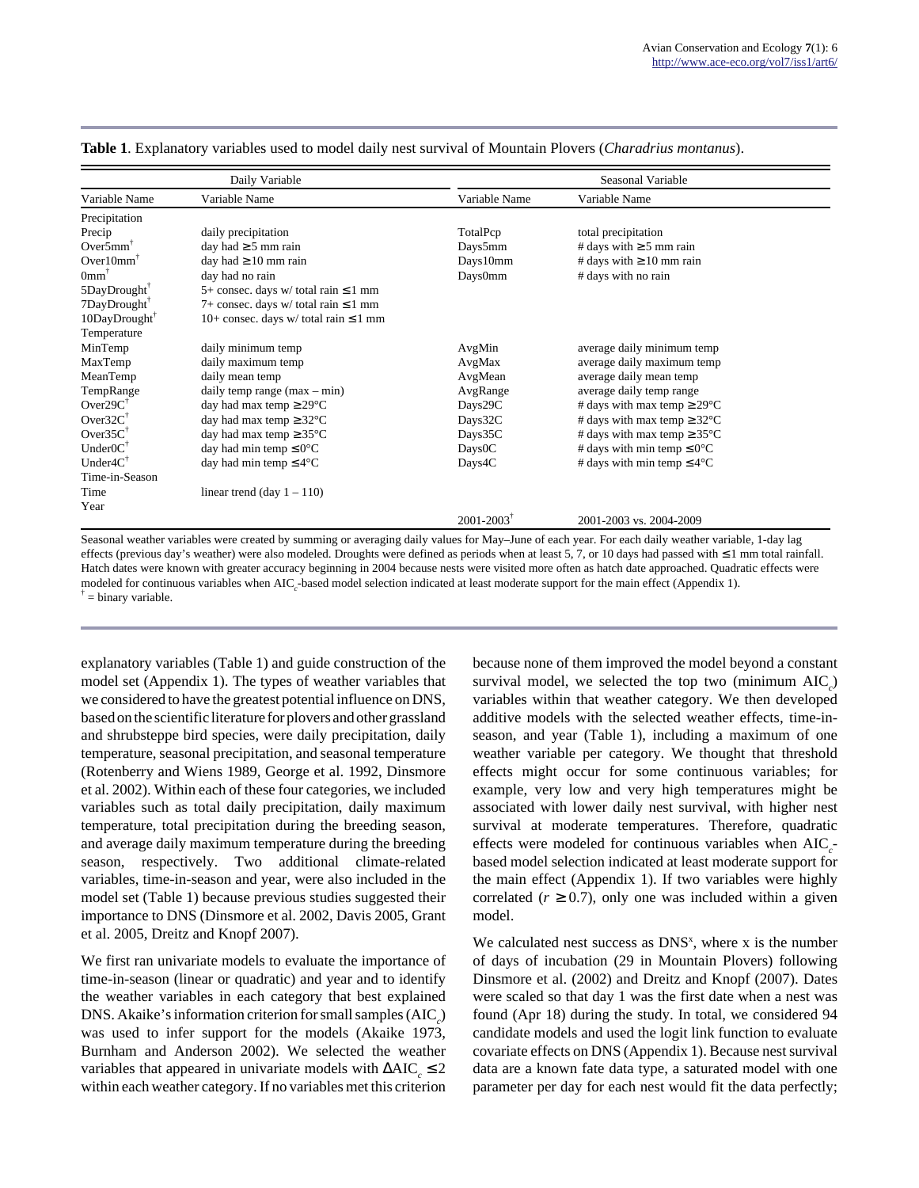**Table 1**. Explanatory variables used to model daily nest survival of Mountain Plovers (*Charadrius montanus*).

| Daily Variable | | Seasonal Variable | |
|---|---|---|---|
| Variable Name | Variable Name | Variable Name | Variable Name |
| Precipitation | | | |
| Precip | daily precipitation | TotalPcp | total precipitation |
| Over5mm[†] | day had ≥ 5 mm rain | Days5mm | # days with ≥ 5 mm rain |
| Over10mm[†] | day had ≥ 10 mm rain | Days10mm | # days with ≥ 10 mm rain |
| 0mm[†] | day had no rain | Days0mm | # days with no rain |
| 5DayDrought[†] | 5+ consec. days w/ total rain ≤ 1 mm | | |
| 7DayDrought[†] | 7+ consec. days w/ total rain ≤ 1 mm | | |
| 10DayDrought[†] | 10+ consec. days w/ total rain ≤ 1 mm | | |
| Temperature | | | |
| MinTemp | daily minimum temp | AvgMin | average daily minimum temp |
| MaxTemp | daily maximum temp | AvgMax | average daily maximum temp |
| MeanTemp | daily mean temp | AvgMean | average daily mean temp |
| TempRange | daily temp range (max – min) | AvgRange | average daily temp range |
| Over29C[†] | day had max temp ≥ 29°C | Days29C | # days with max temp ≥ 29°C |
| Over32C[†] | day had max temp ≥ 32°C | Days32C | # days with max temp ≥ 32°C |
| Over35C[†] | day had max temp ≥ 35°C | Days35C | # days with max temp ≥ 35°C |
| Under0C[†] | day had min temp ≤ 0°C | Days0C | # days with min temp ≤ 0°C |
| Under4C[†] | day had min temp ≤ 4°C | Days4C | # days with min temp ≤ 4°C |
| Time-in-Season | | | |
| Time | linear trend (day 1 – 110) | | |
| Year | | | |
| | | 2001-2003[†] | 2001-2003 vs. 2004-2009 |

Seasonal weather variables were created by summing or averaging daily values for May–June of each year. For each daily weather variable, 1-day lag effects (previous day's weather) were also modeled. Droughts were defined as periods when at least 5, 7, or 10 days had passed with ≤ 1 mm total rainfall. Hatch dates were known with greater accuracy beginning in 2004 because nests were visited more often as hatch date approached. Quadratic effects were modeled for continuous variables when $AIC_c$-based model selection indicated at least moderate support for the main effect (Appendix 1).
[†] = binary variable.

explanatory variables (Table 1) and guide construction of the model set (Appendix 1). The types of weather variables that we considered to have the greatest potential influence on DNS, based on the scientific literature for plovers and other grassland and shrubsteppe bird species, were daily precipitation, daily temperature, seasonal precipitation, and seasonal temperature (Rotenberry and Wiens 1989, George et al. 1992, Dinsmore et al. 2002). Within each of these four categories, we included variables such as total daily precipitation, daily maximum temperature, total precipitation during the breeding season, and average daily maximum temperature during the breeding season, respectively. Two additional climate-related variables, time-in-season and year, were also included in the model set (Table 1) because previous studies suggested their importance to DNS (Dinsmore et al. 2002, Davis 2005, Grant et al. 2005, Dreitz and Knopf 2007).

We first ran univariate models to evaluate the importance of time-in-season (linear or quadratic) and year and to identify the weather variables in each category that best explained DNS. Akaike's information criterion for small samples ($AIC_c$) was used to infer support for the models (Akaike 1973, Burnham and Anderson 2002). We selected the weather variables that appeared in univariate models with $\Delta AIC_c \leq 2$ within each weather category. If no variables met this criterion because none of them improved the model beyond a constant survival model, we selected the top two (minimum $AIC_c$) variables within that weather category. We then developed additive models with the selected weather effects, time-in-season, and year (Table 1), including a maximum of one weather variable per category. We thought that threshold effects might occur for some continuous variables; for example, very low and very high temperatures might be associated with lower daily nest survival, with higher nest survival at moderate temperatures. Therefore, quadratic effects were modeled for continuous variables when $AIC_c$-based model selection indicated at least moderate support for the main effect (Appendix 1). If two variables were highly correlated ($r \geq 0.7$), only one was included within a given model.

We calculated nest success as $DNS^x$, where x is the number of days of incubation (29 in Mountain Plovers) following Dinsmore et al. (2002) and Dreitz and Knopf (2007). Dates were scaled so that day 1 was the first date when a nest was found (Apr 18) during the study. In total, we considered 94 candidate models and used the logit link function to evaluate covariate effects on DNS (Appendix 1). Because nest survival data are a known fate data type, a saturated model with one parameter per day for each nest would fit the data perfectly;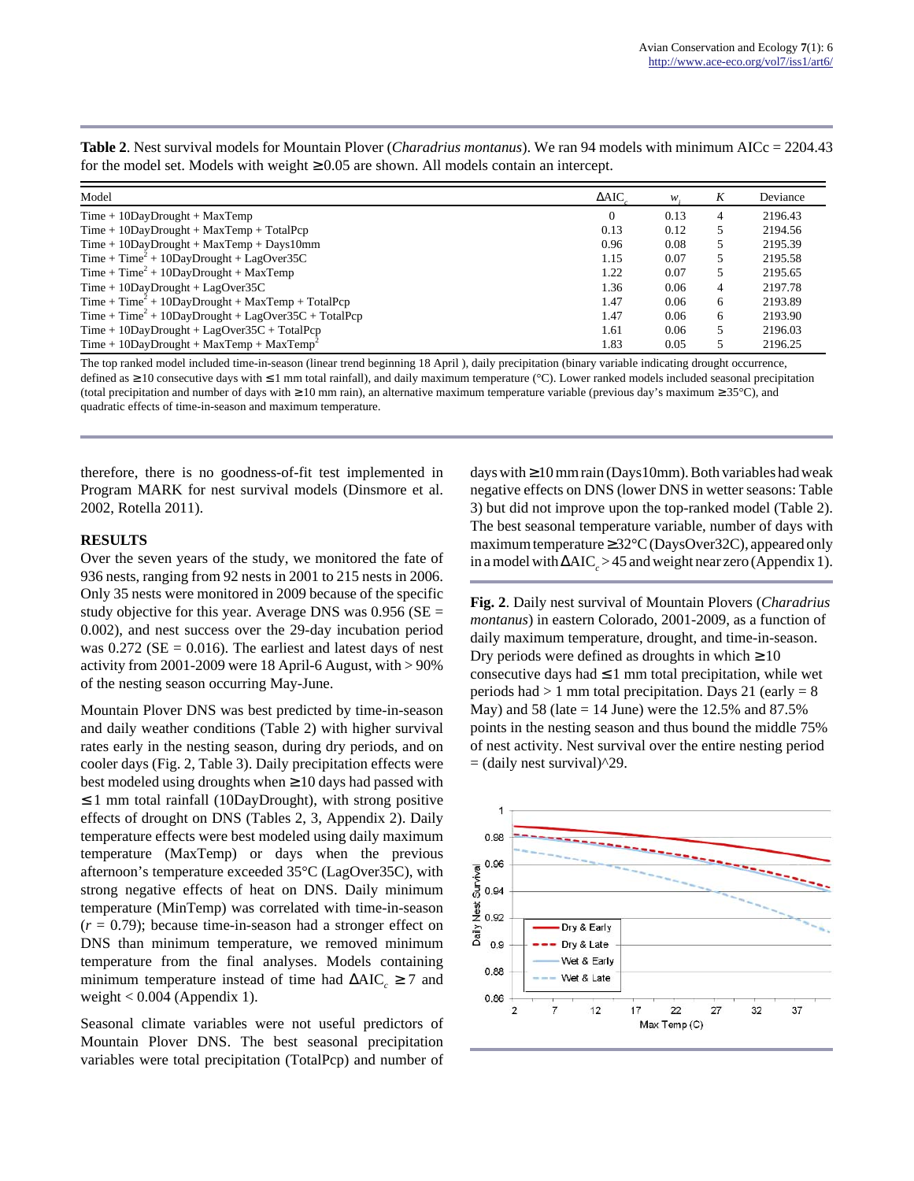**Table 2**. Nest survival models for Mountain Plover (*Charadrius montanus*). We ran 94 models with minimum AICc = 2204.43 for the model set. Models with weight ≥0.05 are shown. All models contain an intercept.

| Model | $\Delta AIC_c$ | $w_i$ | $K$ | Deviance |
|---|---|---|---|---|
| Time + 10DayDrought + MaxTemp | 0 | 0.13 | 4 | 2196.43 |
| Time + 10DayDrought + MaxTemp + TotalPcp | 0.13 | 0.12 | 5 | 2194.56 |
| Time + 10DayDrought + MaxTemp + Days10mm | 0.96 | 0.08 | 5 | 2195.39 |
| Time + $Time^2$ + 10DayDrought + LagOver35C | 1.15 | 0.07 | 5 | 2195.58 |
| Time + $Time^2$ + 10DayDrought + MaxTemp | 1.22 | 0.07 | 5 | 2195.65 |
| Time + 10DayDrought + LagOver35C | 1.36 | 0.06 | 4 | 2197.78 |
| Time + $Time^2$ + 10DayDrought + MaxTemp + TotalPcp | 1.47 | 0.06 | 6 | 2193.89 |
| Time + $Time^2$ + 10DayDrought + LagOver35C + TotalPcp | 1.47 | 0.06 | 6 | 2193.90 |
| Time + 10DayDrought + LagOver35C + TotalPcp | 1.61 | 0.06 | 5 | 2196.03 |
| Time + 10DayDrought + MaxTemp + $MaxTemp^2$ | 1.83 | 0.05 | 5 | 2196.25 |

The top ranked model included time-in-season (linear trend beginning 18 April ), daily precipitation (binary variable indicating drought occurrence, defined as ≥10 consecutive days with ≤1 mm total rainfall), and daily maximum temperature (°C). Lower ranked models included seasonal precipitation (total precipitation and number of days with ≥10 mm rain), an alternative maximum temperature variable (previous day's maximum ≥35°C), and quadratic effects of time-in-season and maximum temperature.

therefore, there is no goodness-of-fit test implemented in Program MARK for nest survival models (Dinsmore et al. 2002, Rotella 2011).

## RESULTS

Over the seven years of the study, we monitored the fate of 936 nests, ranging from 92 nests in 2001 to 215 nests in 2006. Only 35 nests were monitored in 2009 because of the specific study objective for this year. Average DNS was 0.956 (SE = 0.002), and nest success over the 29-day incubation period was 0.272 (SE = 0.016). The earliest and latest days of nest activity from 2001-2009 were 18 April-6 August, with > 90% of the nesting season occurring May-June.

Mountain Plover DNS was best predicted by time-in-season and daily weather conditions (Table 2) with higher survival rates early in the nesting season, during dry periods, and on cooler days (Fig. 2, Table 3). Daily precipitation effects were best modeled using droughts when ≥10 days had passed with ≤1 mm total rainfall (10DayDrought), with strong positive effects of drought on DNS (Tables 2, 3, Appendix 2). Daily temperature effects were best modeled using daily maximum temperature (MaxTemp) or days when the previous afternoon's temperature exceeded 35°C (LagOver35C), with strong negative effects of heat on DNS. Daily minimum temperature (MinTemp) was correlated with time-in-season ($r$ = 0.79); because time-in-season had a stronger effect on DNS than minimum temperature, we removed minimum temperature from the final analyses. Models containing minimum temperature instead of time had $\Delta AIC_c \geq 7$ and weight < 0.004 (Appendix 1).

Seasonal climate variables were not useful predictors of Mountain Plover DNS. The best seasonal precipitation variables were total precipitation (TotalPcp) and number of days with ≥10 mm rain (Days10mm). Both variables had weak negative effects on DNS (lower DNS in wetter seasons: Table 3) but did not improve upon the top-ranked model (Table 2). The best seasonal temperature variable, number of days with maximum temperature ≥32°C (DaysOver32C), appeared only in a model with $\Delta AIC_c > 45$ and weight near zero (Appendix 1).

**Fig. 2**. Daily nest survival of Mountain Plovers (*Charadrius montanus*) in eastern Colorado, 2001-2009, as a function of daily maximum temperature, drought, and time-in-season. Dry periods were defined as droughts in which ≥10 consecutive days had ≤1 mm total precipitation, while wet periods had > 1 mm total precipitation. Days 21 (early = 8 May) and 58 (late = 14 June) were the 12.5% and 87.5% points in the nesting season and thus bound the middle 75% of nest activity. Nest survival over the entire nesting period = (daily nest survival)^29.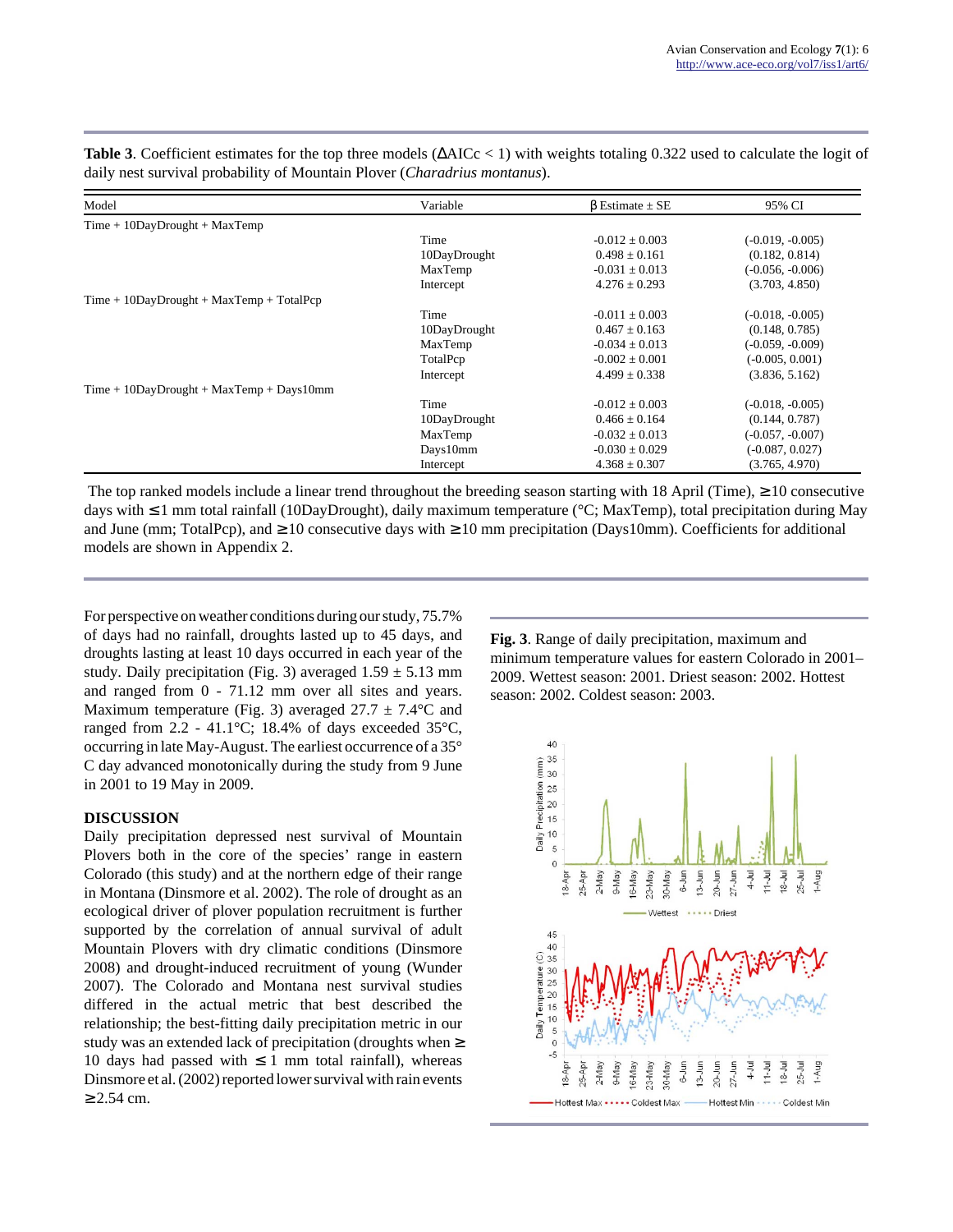**Table 3**. Coefficient estimates for the top three models (ΔAICc < 1) with weights totaling 0.322 used to calculate the logit of daily nest survival probability of Mountain Plover (*Charadrius montanus*).

| Model | Variable | β Estimate ± SE | 95% CI |
|---|---|---|---|
| Time + 10DayDrought + MaxTemp | | | |
| | Time | -0.012 ± 0.003 | (-0.019, -0.005) |
| | 10DayDrought | 0.498 ± 0.161 | (0.182, 0.814) |
| | MaxTemp | -0.031 ± 0.013 | (-0.056, -0.006) |
| | Intercept | 4.276 ± 0.293 | (3.703, 4.850) |
| Time + 10DayDrought + MaxTemp + TotalPcp | | | |
| | Time | -0.011 ± 0.003 | (-0.018, -0.005) |
| | 10DayDrought | 0.467 ± 0.163 | (0.148, 0.785) |
| | MaxTemp | -0.034 ± 0.013 | (-0.059, -0.009) |
| | TotalPcp | -0.002 ± 0.001 | (-0.005, 0.001) |
| | Intercept | 4.499 ± 0.338 | (3.836, 5.162) |
| Time + 10DayDrought + MaxTemp + Days10mm | | | |
| | Time | -0.012 ± 0.003 | (-0.018, -0.005) |
| | 10DayDrought | 0.466 ± 0.164 | (0.144, 0.787) |
| | MaxTemp | -0.032 ± 0.013 | (-0.057, -0.007) |
| | Days10mm | -0.030 ± 0.029 | (-0.087, 0.027) |
| | Intercept | 4.368 ± 0.307 | (3.765, 4.970) |

The top ranked models include a linear trend throughout the breeding season starting with 18 April (Time), ≥10 consecutive days with ≤1 mm total rainfall (10DayDrought), daily maximum temperature (°C; MaxTemp), total precipitation during May and June (mm; TotalPcp), and ≥10 consecutive days with ≥10 mm precipitation (Days10mm). Coefficients for additional models are shown in Appendix 2.

For perspective on weather conditions during our study, 75.7% of days had no rainfall, droughts lasted up to 45 days, and droughts lasting at least 10 days occurred in each year of the study. Daily precipitation (Fig. 3) averaged 1.59 ± 5.13 mm and ranged from 0 - 71.12 mm over all sites and years. Maximum temperature (Fig. 3) averaged 27.7 ± 7.4°C and ranged from 2.2 - 41.1°C; 18.4% of days exceeded 35°C, occurring in late May-August. The earliest occurrence of a 35° C day advanced monotonically during the study from 9 June in 2001 to 19 May in 2009.

## DISCUSSION

Daily precipitation depressed nest survival of Mountain Plovers both in the core of the species' range in eastern Colorado (this study) and at the northern edge of their range in Montana (Dinsmore et al. 2002). The role of drought as an ecological driver of plover population recruitment is further supported by the correlation of annual survival of adult Mountain Plovers with dry climatic conditions (Dinsmore 2008) and drought-induced recruitment of young (Wunder 2007). The Colorado and Montana nest survival studies differed in the actual metric that best described the relationship; the best-fitting daily precipitation metric in our study was an extended lack of precipitation (droughts when ≥ 10 days had passed with ≤ 1 mm total rainfall), whereas Dinsmore et al. (2002) reported lower survival with rain events ≥ 2.54 cm.

**Fig. 3**. Range of daily precipitation, maximum and minimum temperature values for eastern Colorado in 2001–2009. Wettest season: 2001. Driest season: 2002. Hottest season: 2002. Coldest season: 2003.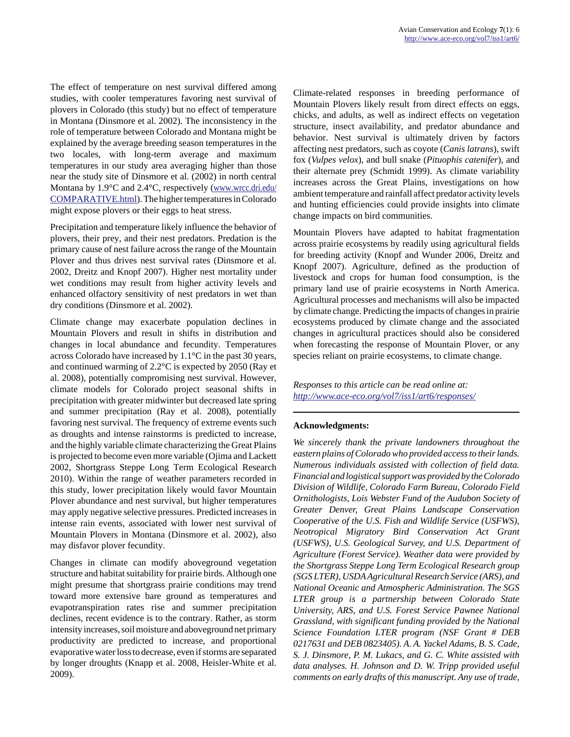The effect of temperature on nest survival differed among studies, with cooler temperatures favoring nest survival of plovers in Colorado (this study) but no effect of temperature in Montana (Dinsmore et al. 2002). The inconsistency in the role of temperature between Colorado and Montana might be explained by the average breeding season temperatures in the two locales, with long-term average and maximum temperatures in our study area averaging higher than those near the study site of Dinsmore et al. (2002) in north central Montana by 1.9°C and 2.4°C, respectively (www.wrcc.dri.edu/COMPARATIVE.html). The higher temperatures in Colorado might expose plovers or their eggs to heat stress.

Precipitation and temperature likely influence the behavior of plovers, their prey, and their nest predators. Predation is the primary cause of nest failure across the range of the Mountain Plover and thus drives nest survival rates (Dinsmore et al. 2002, Dreitz and Knopf 2007). Higher nest mortality under wet conditions may result from higher activity levels and enhanced olfactory sensitivity of nest predators in wet than dry conditions (Dinsmore et al. 2002).

Climate change may exacerbate population declines in Mountain Plovers and result in shifts in distribution and changes in local abundance and fecundity. Temperatures across Colorado have increased by 1.1°C in the past 30 years, and continued warming of 2.2°C is expected by 2050 (Ray et al. 2008), potentially compromising nest survival. However, climate models for Colorado project seasonal shifts in precipitation with greater midwinter but decreased late spring and summer precipitation (Ray et al. 2008), potentially favoring nest survival. The frequency of extreme events such as droughts and intense rainstorms is predicted to increase, and the highly variable climate characterizing the Great Plains is projected to become even more variable (Ojima and Lackett 2002, Shortgrass Steppe Long Term Ecological Research 2010). Within the range of weather parameters recorded in this study, lower precipitation likely would favor Mountain Plover abundance and nest survival, but higher temperatures may apply negative selective pressures. Predicted increases in intense rain events, associated with lower nest survival of Mountain Plovers in Montana (Dinsmore et al. 2002), also may disfavor plover fecundity.

Changes in climate can modify aboveground vegetation structure and habitat suitability for prairie birds. Although one might presume that shortgrass prairie conditions may trend toward more extensive bare ground as temperatures and evapotranspiration rates rise and summer precipitation declines, recent evidence is to the contrary. Rather, as storm intensity increases, soil moisture and aboveground net primary productivity are predicted to increase, and proportional evaporative water loss to decrease, even if storms are separated by longer droughts (Knapp et al. 2008, Heisler-White et al. 2009).

Climate-related responses in breeding performance of Mountain Plovers likely result from direct effects on eggs, chicks, and adults, as well as indirect effects on vegetation structure, insect availability, and predator abundance and behavior. Nest survival is ultimately driven by factors affecting nest predators, such as coyote (*Canis latrans*), swift fox (*Vulpes velox*), and bull snake (*Pituophis catenifer*), and their alternate prey (Schmidt 1999). As climate variability increases across the Great Plains, investigations on how ambient temperature and rainfall affect predator activity levels and hunting efficiencies could provide insights into climate change impacts on bird communities.

Mountain Plovers have adapted to habitat fragmentation across prairie ecosystems by readily using agricultural fields for breeding activity (Knopf and Wunder 2006, Dreitz and Knopf 2007). Agriculture, defined as the production of livestock and crops for human food consumption, is the primary land use of prairie ecosystems in North America. Agricultural processes and mechanisms will also be impacted by climate change. Predicting the impacts of changes in prairie ecosystems produced by climate change and the associated changes in agricultural practices should also be considered when forecasting the response of Mountain Plover, or any species reliant on prairie ecosystems, to climate change.

*Responses to this article can be read online at:*
*http://www.ace-eco.org/vol7/iss1/art6/responses/*

---

**Acknowledgments:**

*We sincerely thank the private landowners throughout the eastern plains of Colorado who provided access to their lands. Numerous individuals assisted with collection of field data. Financial and logistical support was provided by the Colorado Division of Wildlife, Colorado Farm Bureau, Colorado Field Ornithologists, Lois Webster Fund of the Audubon Society of Greater Denver, Great Plains Landscape Conservation Cooperative of the U.S. Fish and Wildlife Service (USFWS), Neotropical Migratory Bird Conservation Act Grant (USFWS), U.S. Geological Survey, and U.S. Department of Agriculture (Forest Service). Weather data were provided by the Shortgrass Steppe Long Term Ecological Research group (SGS LTER), USDA Agricultural Research Service (ARS), and National Oceanic and Atmospheric Administration. The SGS LTER group is a partnership between Colorado State University, ARS, and U.S. Forest Service Pawnee National Grassland, with significant funding provided by the National Science Foundation LTER program (NSF Grant # DEB 0217631 and DEB 0823405). A. A. Yackel Adams, B. S. Cade, S. J. Dinsmore, P. M. Lukacs, and G. C. White assisted with data analyses. H. Johnson and D. W. Tripp provided useful comments on early drafts of this manuscript. Any use of trade,*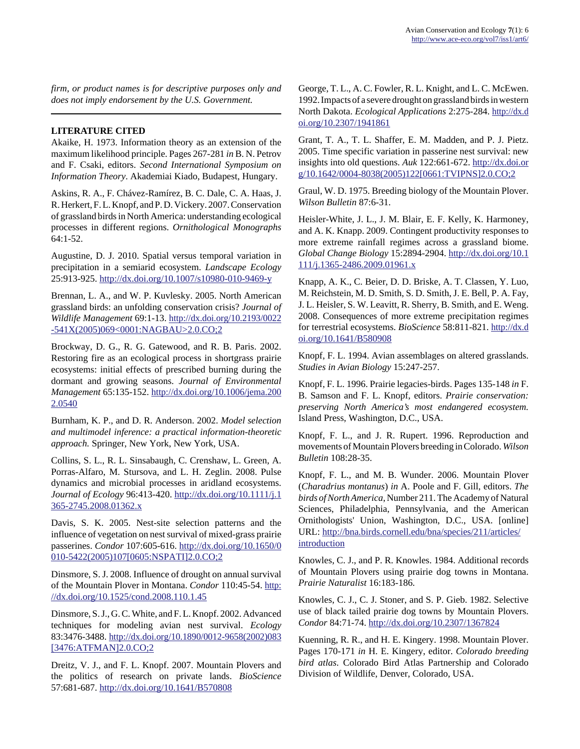*firm, or product names is for descriptive purposes only and does not imply endorsement by the U.S. Government.*

## LITERATURE CITED

Akaike, H. 1973. Information theory as an extension of the maximum likelihood principle. Pages 267-281 *in* B. N. Petrov and F. Csaki, editors. *Second International Symposium on Information Theory*. Akademiai Kiado, Budapest, Hungary.

Askins, R. A., F. Chávez-Ramírez, B. C. Dale, C. A. Haas, J. R. Herkert, F. L. Knopf, and P. D. Vickery. 2007. Conservation of grassland birds in North America: understanding ecological processes in different regions. *Ornithological Monographs* 64:1-52.

Augustine, D. J. 2010. Spatial versus temporal variation in precipitation in a semiarid ecosystem. *Landscape Ecology* 25:913-925. http://dx.doi.org/10.1007/s10980-010-9469-y

Brennan, L. A., and W. P. Kuvlesky. 2005. North American grassland birds: an unfolding conservation crisis? *Journal of Wildlife Management* 69:1-13. http://dx.doi.org/10.2193/0022-541X(2005)069<0001:NAGBAU>2.0.CO;2

Brockway, D. G., R. G. Gatewood, and R. B. Paris. 2002. Restoring fire as an ecological process in shortgrass prairie ecosystems: initial effects of prescribed burning during the dormant and growing seasons. *Journal of Environmental Management* 65:135-152. http://dx.doi.org/10.1006/jema.2002.0540

Burnham, K. P., and D. R. Anderson. 2002. *Model selection and multimodel inference: a practical information-theoretic approach.* Springer, New York, New York, USA.

Collins, S. L., R. L. Sinsabaugh, C. Crenshaw, L. Green, A. Porras-Alfaro, M. Stursova, and L. H. Zeglin. 2008. Pulse dynamics and microbial processes in aridland ecosystems. *Journal of Ecology* 96:413-420. http://dx.doi.org/10.1111/j.1365-2745.2008.01362.x

Davis, S. K. 2005. Nest-site selection patterns and the influence of vegetation on nest survival of mixed-grass prairie passerines. *Condor* 107:605-616. http://dx.doi.org/10.1650/0010-5422(2005)107[0605:NSPATI]2.0.CO;2

Dinsmore, S. J. 2008. Influence of drought on annual survival of the Mountain Plover in Montana. *Condor* 110:45-54. http://dx.doi.org/10.1525/cond.2008.110.1.45

Dinsmore, S. J., G. C. White, and F. L. Knopf. 2002. Advanced techniques for modeling avian nest survival. *Ecology* 83:3476-3488. http://dx.doi.org/10.1890/0012-9658(2002)083[3476:ATFMAN]2.0.CO;2

Dreitz, V. J., and F. L. Knopf. 2007. Mountain Plovers and the politics of research on private lands. *BioScience* 57:681-687. http://dx.doi.org/10.1641/B570808

George, T. L., A. C. Fowler, R. L. Knight, and L. C. McEwen. 1992. Impacts of a severe drought on grassland birds in western North Dakota. *Ecological Applications* 2:275-284. http://dx.doi.org/10.2307/1941861

Grant, T. A., T. L. Shaffer, E. M. Madden, and P. J. Pietz. 2005. Time specific variation in passerine nest survival: new insights into old questions. *Auk* 122:661-672. http://dx.doi.org/10.1642/0004-8038(2005)122[0661:TVIPNS]2.0.CO;2

Graul, W. D. 1975. Breeding biology of the Mountain Plover. *Wilson Bulletin* 87:6-31.

Heisler-White, J. L., J. M. Blair, E. F. Kelly, K. Harmoney, and A. K. Knapp. 2009. Contingent productivity responses to more extreme rainfall regimes across a grassland biome. *Global Change Biology* 15:2894-2904. http://dx.doi.org/10.1111/j.1365-2486.2009.01961.x

Knapp, A. K., C. Beier, D. D. Briske, A. T. Classen, Y. Luo, M. Reichstein, M. D. Smith, S. D. Smith, J. E. Bell, P. A. Fay, J. L. Heisler, S. W. Leavitt, R. Sherry, B. Smith, and E. Weng. 2008. Consequences of more extreme precipitation regimes for terrestrial ecosystems. *BioScience* 58:811-821. http://dx.doi.org/10.1641/B580908

Knopf, F. L. 1994. Avian assemblages on altered grasslands. *Studies in Avian Biology* 15:247-257.

Knopf, F. L. 1996. Prairie legacies-birds. Pages 135-148 *in* F. B. Samson and F. L. Knopf, editors. *Prairie conservation: preserving North America's most endangered ecosystem.* Island Press, Washington, D.C., USA.

Knopf, F. L., and J. R. Rupert. 1996. Reproduction and movements of Mountain Plovers breeding in Colorado. *Wilson Bulletin* 108:28-35.

Knopf, F. L., and M. B. Wunder. 2006. Mountain Plover (*Charadrius montanus*) *in* A. Poole and F. Gill, editors. *The birds of North America*, Number 211. The Academy of Natural Sciences, Philadelphia, Pennsylvania, and the American Ornithologists' Union, Washington, D.C., USA. [online] URL: http://bna.birds.cornell.edu/bna/species/211/articles/introduction

Knowles, C. J., and P. R. Knowles. 1984. Additional records of Mountain Plovers using prairie dog towns in Montana. *Prairie Naturalist* 16:183-186.

Knowles, C. J., C. J. Stoner, and S. P. Gieb. 1982. Selective use of black tailed prairie dog towns by Mountain Plovers. *Condor* 84:71-74. http://dx.doi.org/10.2307/1367824

Kuenning, R. R., and H. E. Kingery. 1998. Mountain Plover. Pages 170-171 *in* H. E. Kingery, editor. *Colorado breeding bird atlas*. Colorado Bird Atlas Partnership and Colorado Division of Wildlife, Denver, Colorado, USA.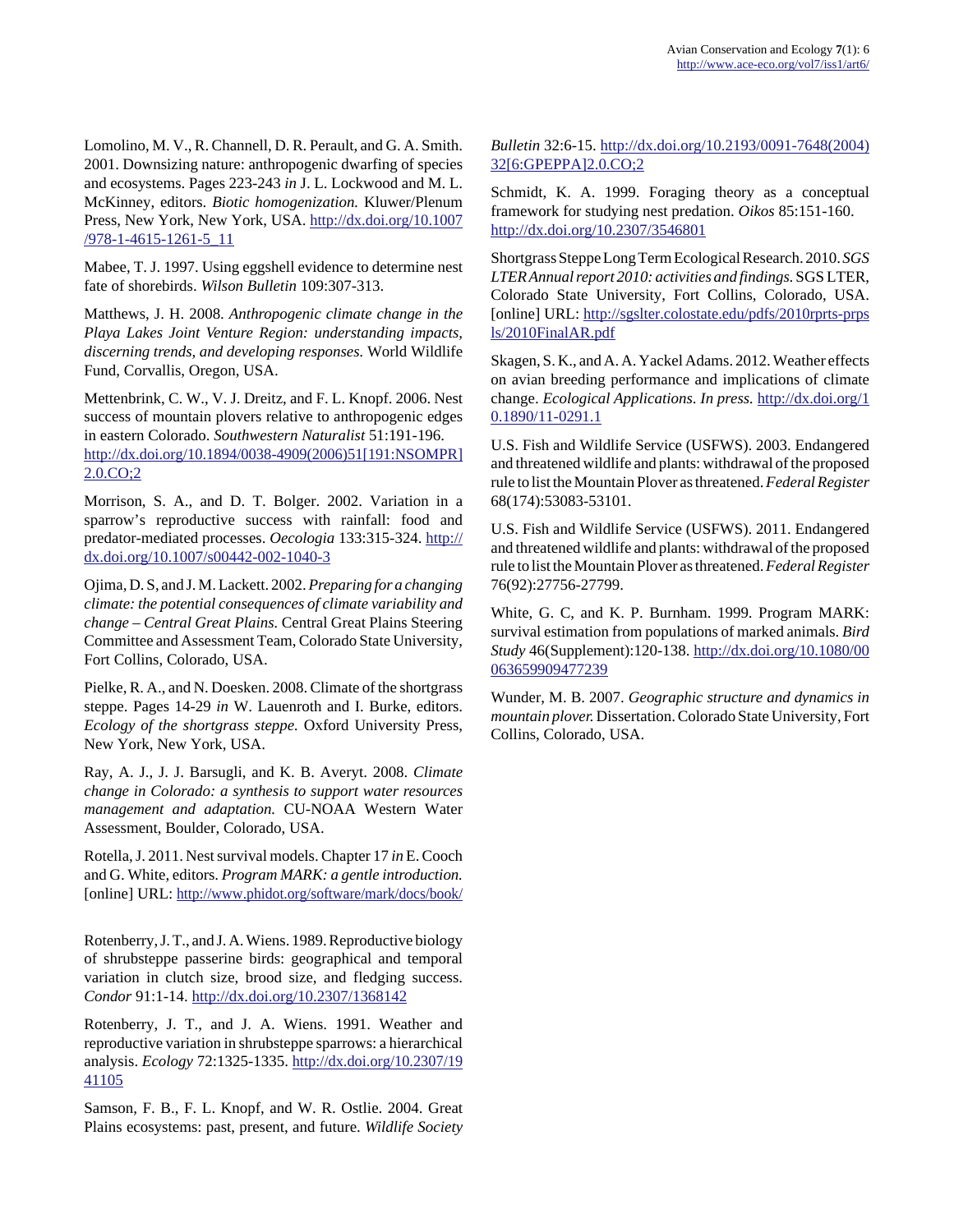Lomolino, M. V., R. Channell, D. R. Perault, and G. A. Smith. 2001. Downsizing nature: anthropogenic dwarfing of species and ecosystems. Pages 223-243 *in* J. L. Lockwood and M. L. McKinney, editors. *Biotic homogenization.* Kluwer/Plenum Press, New York, New York, USA. http://dx.doi.org/10.1007/978-1-4615-1261-5_11

Mabee, T. J. 1997. Using eggshell evidence to determine nest fate of shorebirds. *Wilson Bulletin* 109:307-313.

Matthews, J. H. 2008. *Anthropogenic climate change in the Playa Lakes Joint Venture Region: understanding impacts, discerning trends, and developing responses.* World Wildlife Fund, Corvallis, Oregon, USA.

Mettenbrink, C. W., V. J. Dreitz, and F. L. Knopf. 2006. Nest success of mountain plovers relative to anthropogenic edges in eastern Colorado. *Southwestern Naturalist* 51:191-196. http://dx.doi.org/10.1894/0038-4909(2006)51[191:NSOMPR]2.0.CO;2

Morrison, S. A., and D. T. Bolger. 2002. Variation in a sparrow's reproductive success with rainfall: food and predator-mediated processes. *Oecologia* 133:315-324. http://dx.doi.org/10.1007/s00442-002-1040-3

Ojima, D. S, and J. M. Lackett. 2002. *Preparing for a changing climate: the potential consequences of climate variability and change – Central Great Plains.* Central Great Plains Steering Committee and Assessment Team, Colorado State University, Fort Collins, Colorado, USA.

Pielke, R. A., and N. Doesken. 2008. Climate of the shortgrass steppe. Pages 14-29 *in* W. Lauenroth and I. Burke, editors. *Ecology of the shortgrass steppe.* Oxford University Press, New York, New York, USA.

Ray, A. J., J. J. Barsugli, and K. B. Averyt. 2008. *Climate change in Colorado: a synthesis to support water resources management and adaptation.* CU-NOAA Western Water Assessment, Boulder, Colorado, USA.

Rotella, J. 2011. Nest survival models. Chapter 17 *in* E. Cooch and G. White, editors. *Program MARK: a gentle introduction.* [online] URL: http://www.phidot.org/software/mark/docs/book/

Rotenberry, J. T., and J. A. Wiens. 1989. Reproductive biology of shrubsteppe passerine birds: geographical and temporal variation in clutch size, brood size, and fledging success. *Condor* 91:1-14. http://dx.doi.org/10.2307/1368142

Rotenberry, J. T., and J. A. Wiens. 1991. Weather and reproductive variation in shrubsteppe sparrows: a hierarchical analysis. *Ecology* 72:1325-1335. http://dx.doi.org/10.2307/1941105

Samson, F. B., F. L. Knopf, and W. R. Ostlie. 2004. Great Plains ecosystems: past, present, and future. *Wildlife Society Bulletin* 32:6-15. http://dx.doi.org/10.2193/0091-7648(2004)32[6:GPEPPA]2.0.CO;2

Schmidt, K. A. 1999. Foraging theory as a conceptual framework for studying nest predation. *Oikos* 85:151-160. http://dx.doi.org/10.2307/3546801

Shortgrass Steppe Long Term Ecological Research. 2010. *SGS LTER Annual report 2010: activities and findings.* SGS LTER, Colorado State University, Fort Collins, Colorado, USA. [online] URL: http://sgslter.colostate.edu/pdfs/2010rprts-prpsls/2010FinalAR.pdf

Skagen, S. K., and A. A. Yackel Adams. 2012. Weather effects on avian breeding performance and implications of climate change. *Ecological Applications. In press.* http://dx.doi.org/10.1890/11-0291.1

U.S. Fish and Wildlife Service (USFWS). 2003. Endangered and threatened wildlife and plants: withdrawal of the proposed rule to list the Mountain Plover as threatened. *Federal Register* 68(174):53083-53101.

U.S. Fish and Wildlife Service (USFWS). 2011. Endangered and threatened wildlife and plants: withdrawal of the proposed rule to list the Mountain Plover as threatened. *Federal Register* 76(92):27756-27799.

White, G. C, and K. P. Burnham. 1999. Program MARK: survival estimation from populations of marked animals. *Bird Study* 46(Supplement):120-138. http://dx.doi.org/10.1080/00063659909477239

Wunder, M. B. 2007. *Geographic structure and dynamics in mountain plover.* Dissertation. Colorado State University, Fort Collins, Colorado, USA.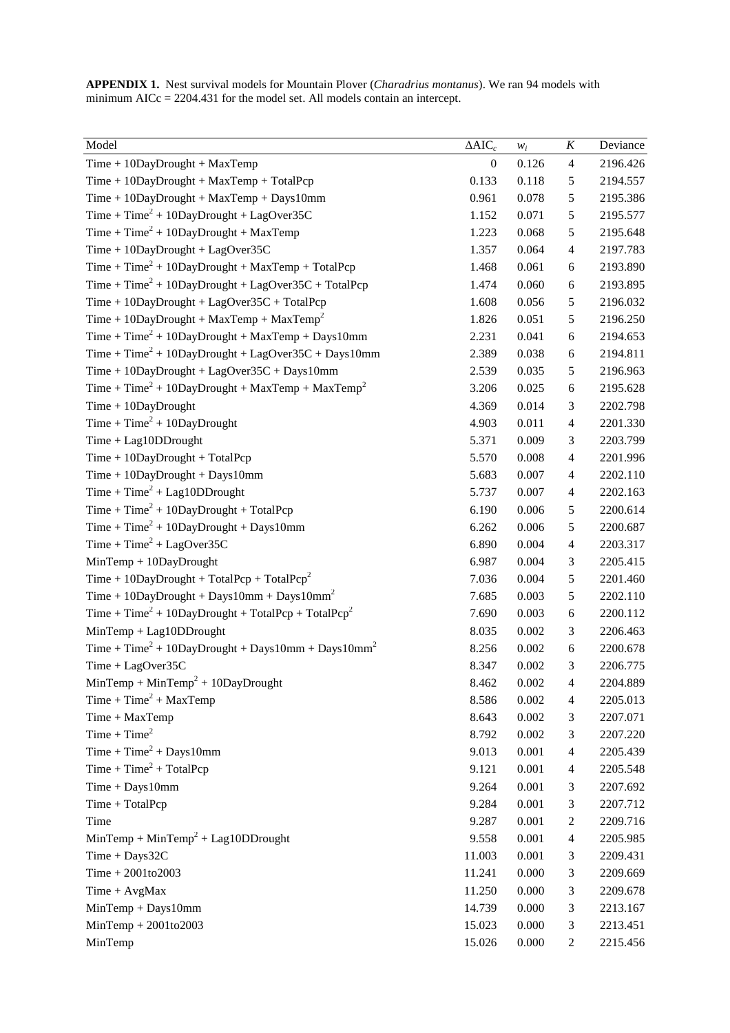**APPENDIX 1.** Nest survival models for Mountain Plover (*Charadrius montanus*). We ran 94 models with minimum AICc = 2204.431 for the model set. All models contain an intercept.

| Model | $\Delta AIC_c$ | $w_i$ | $K$ | Deviance |
|---|---|---|---|---|
| Time + 10DayDrought + MaxTemp | 0 | 0.126 | 4 | 2196.426 |
| Time + 10DayDrought + MaxTemp + TotalPcp | 0.133 | 0.118 | 5 | 2194.557 |
| Time + 10DayDrought + MaxTemp + Days10mm | 0.961 | 0.078 | 5 | 2195.386 |
| Time + $Time^2$ + 10DayDrought + LagOver35C | 1.152 | 0.071 | 5 | 2195.577 |
| Time + $Time^2$ + 10DayDrought + MaxTemp | 1.223 | 0.068 | 5 | 2195.648 |
| Time + 10DayDrought + LagOver35C | 1.357 | 0.064 | 4 | 2197.783 |
| Time + $Time^2$ + 10DayDrought + MaxTemp + TotalPcp | 1.468 | 0.061 | 6 | 2193.890 |
| Time + $Time^2$ + 10DayDrought + LagOver35C + TotalPcp | 1.474 | 0.060 | 6 | 2193.895 |
| Time + 10DayDrought + LagOver35C + TotalPcp | 1.608 | 0.056 | 5 | 2196.032 |
| Time + 10DayDrought + MaxTemp + $MaxTemp^2$ | 1.826 | 0.051 | 5 | 2196.250 |
| Time + $Time^2$ + 10DayDrought + MaxTemp + Days10mm | 2.231 | 0.041 | 6 | 2194.653 |
| Time + $Time^2$ + 10DayDrought + LagOver35C + Days10mm | 2.389 | 0.038 | 6 | 2194.811 |
| Time + 10DayDrought + LagOver35C + Days10mm | 2.539 | 0.035 | 5 | 2196.963 |
| Time + $Time^2$ + 10DayDrought + MaxTemp + $MaxTemp^2$ | 3.206 | 0.025 | 6 | 2195.628 |
| Time + 10DayDrought | 4.369 | 0.014 | 3 | 2202.798 |
| Time + $Time^2$ + 10DayDrought | 4.903 | 0.011 | 4 | 2201.330 |
| Time + Lag10DDrought | 5.371 | 0.009 | 3 | 2203.799 |
| Time + 10DayDrought + TotalPcp | 5.570 | 0.008 | 4 | 2201.996 |
| Time + 10DayDrought + Days10mm | 5.683 | 0.007 | 4 | 2202.110 |
| Time + $Time^2$ + Lag10DDrought | 5.737 | 0.007 | 4 | 2202.163 |
| Time + $Time^2$ + 10DayDrought + TotalPcp | 6.190 | 0.006 | 5 | 2200.614 |
| Time + $Time^2$ + 10DayDrought + Days10mm | 6.262 | 0.006 | 5 | 2200.687 |
| Time + $Time^2$ + LagOver35C | 6.890 | 0.004 | 4 | 2203.317 |
| MinTemp + 10DayDrought | 6.987 | 0.004 | 3 | 2205.415 |
| Time + 10DayDrought + TotalPcp + $TotalPcp^2$ | 7.036 | 0.004 | 5 | 2201.460 |
| Time + 10DayDrought + Days10mm + $Days10mm^2$ | 7.685 | 0.003 | 5 | 2202.110 |
| Time + $Time^2$ + 10DayDrought + TotalPcp + $TotalPcp^2$ | 7.690 | 0.003 | 6 | 2200.112 |
| MinTemp + Lag10DDrought | 8.035 | 0.002 | 3 | 2206.463 |
| Time + $Time^2$ + 10DayDrought + Days10mm + $Days10mm^2$ | 8.256 | 0.002 | 6 | 2200.678 |
| Time + LagOver35C | 8.347 | 0.002 | 3 | 2206.775 |
| MinTemp + $MinTemp^2$ + 10DayDrought | 8.462 | 0.002 | 4 | 2204.889 |
| Time + $Time^2$ + MaxTemp | 8.586 | 0.002 | 4 | 2205.013 |
| Time + MaxTemp | 8.643 | 0.002 | 3 | 2207.071 |
| Time + $Time^2$ | 8.792 | 0.002 | 3 | 2207.220 |
| Time + $Time^2$ + Days10mm | 9.013 | 0.001 | 4 | 2205.439 |
| Time + $Time^2$ + TotalPcp | 9.121 | 0.001 | 4 | 2205.548 |
| Time + Days10mm | 9.264 | 0.001 | 3 | 2207.692 |
| Time + TotalPcp | 9.284 | 0.001 | 3 | 2207.712 |
| Time | 9.287 | 0.001 | 2 | 2209.716 |
| MinTemp + $MinTemp^2$ + Lag10DDrought | 9.558 | 0.001 | 4 | 2205.985 |
| Time + Days32C | 11.003 | 0.001 | 3 | 2209.431 |
| Time + 2001to2003 | 11.241 | 0.000 | 3 | 2209.669 |
| Time + AvgMax | 11.250 | 0.000 | 3 | 2209.678 |
| MinTemp + Days10mm | 14.739 | 0.000 | 3 | 2213.167 |
| MinTemp + 2001to2003 | 15.023 | 0.000 | 3 | 2213.451 |
| MinTemp | 15.026 | 0.000 | 2 | 2215.456 |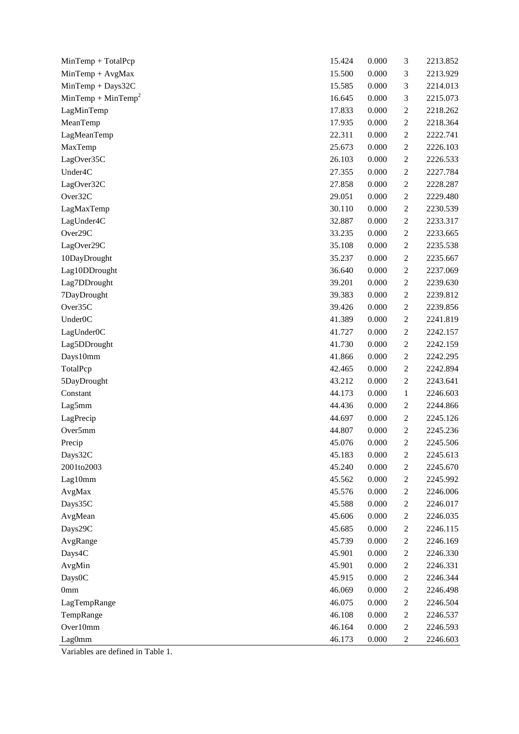| | | | | |
|---|---|---|---|---|
| MinTemp + TotalPcp | 15.424 | 0.000 | 3 | 2213.852 |
| MinTemp + AvgMax | 15.500 | 0.000 | 3 | 2213.929 |
| MinTemp + Days32C | 15.585 | 0.000 | 3 | 2214.013 |
| MinTemp + $\text{MinTemp}^2$ | 16.645 | 0.000 | 3 | 2215.073 |
| LagMinTemp | 17.833 | 0.000 | 2 | 2218.262 |
| MeanTemp | 17.935 | 0.000 | 2 | 2218.364 |
| LagMeanTemp | 22.311 | 0.000 | 2 | 2222.741 |
| MaxTemp | 25.673 | 0.000 | 2 | 2226.103 |
| LagOver35C | 26.103 | 0.000 | 2 | 2226.533 |
| Under4C | 27.355 | 0.000 | 2 | 2227.784 |
| LagOver32C | 27.858 | 0.000 | 2 | 2228.287 |
| Over32C | 29.051 | 0.000 | 2 | 2229.480 |
| LagMaxTemp | 30.110 | 0.000 | 2 | 2230.539 |
| LagUnder4C | 32.887 | 0.000 | 2 | 2233.317 |
| Over29C | 33.235 | 0.000 | 2 | 2233.665 |
| LagOver29C | 35.108 | 0.000 | 2 | 2235.538 |
| 10DayDrought | 35.237 | 0.000 | 2 | 2235.667 |
| Lag10DDrought | 36.640 | 0.000 | 2 | 2237.069 |
| Lag7DDrought | 39.201 | 0.000 | 2 | 2239.630 |
| 7DayDrought | 39.383 | 0.000 | 2 | 2239.812 |
| Over35C | 39.426 | 0.000 | 2 | 2239.856 |
| Under0C | 41.389 | 0.000 | 2 | 2241.819 |
| LagUnder0C | 41.727 | 0.000 | 2 | 2242.157 |
| Lag5DDrought | 41.730 | 0.000 | 2 | 2242.159 |
| Days10mm | 41.866 | 0.000 | 2 | 2242.295 |
| TotalPcp | 42.465 | 0.000 | 2 | 2242.894 |
| 5DayDrought | 43.212 | 0.000 | 2 | 2243.641 |
| Constant | 44.173 | 0.000 | 1 | 2246.603 |
| Lag5mm | 44.436 | 0.000 | 2 | 2244.866 |
| LagPrecip | 44.697 | 0.000 | 2 | 2245.126 |
| Over5mm | 44.807 | 0.000 | 2 | 2245.236 |
| Precip | 45.076 | 0.000 | 2 | 2245.506 |
| Days32C | 45.183 | 0.000 | 2 | 2245.613 |
| 2001to2003 | 45.240 | 0.000 | 2 | 2245.670 |
| Lag10mm | 45.562 | 0.000 | 2 | 2245.992 |
| AvgMax | 45.576 | 0.000 | 2 | 2246.006 |
| Days35C | 45.588 | 0.000 | 2 | 2246.017 |
| AvgMean | 45.606 | 0.000 | 2 | 2246.035 |
| Days29C | 45.685 | 0.000 | 2 | 2246.115 |
| AvgRange | 45.739 | 0.000 | 2 | 2246.169 |
| Days4C | 45.901 | 0.000 | 2 | 2246.330 |
| AvgMin | 45.901 | 0.000 | 2 | 2246.331 |
| Days0C | 45.915 | 0.000 | 2 | 2246.344 |
| 0mm | 46.069 | 0.000 | 2 | 2246.498 |
| LagTempRange | 46.075 | 0.000 | 2 | 2246.504 |
| TempRange | 46.108 | 0.000 | 2 | 2246.537 |
| Over10mm | 46.164 | 0.000 | 2 | 2246.593 |
| Lag0mm | 46.173 | 0.000 | 2 | 2246.603 |

Variables are defined in Table 1.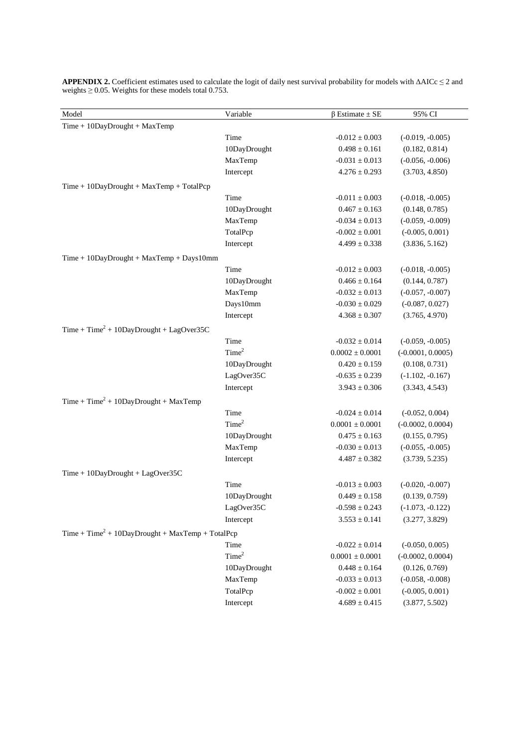**APPENDIX 2.** Coefficient estimates used to calculate the logit of daily nest survival probability for models with ΔAICc ≤ 2 and weights ≥ 0.05. Weights for these models total 0.753.

| Model | Variable | β Estimate ± SE | 95% CI |
|---|---|---|---|
| Time + 10DayDrought + MaxTemp | | | |
| | Time | -0.012 ± 0.003 | (-0.019, -0.005) |
| | 10DayDrought | 0.498 ± 0.161 | (0.182, 0.814) |
| | MaxTemp | -0.031 ± 0.013 | (-0.056, -0.006) |
| | Intercept | 4.276 ± 0.293 | (3.703, 4.850) |
| Time + 10DayDrought + MaxTemp + TotalPcp | | | |
| | Time | -0.011 ± 0.003 | (-0.018, -0.005) |
| | 10DayDrought | 0.467 ± 0.163 | (0.148, 0.785) |
| | MaxTemp | -0.034 ± 0.013 | (-0.059, -0.009) |
| | TotalPcp | -0.002 ± 0.001 | (-0.005, 0.001) |
| | Intercept | 4.499 ± 0.338 | (3.836, 5.162) |
| Time + 10DayDrought + MaxTemp + Days10mm | | | |
| | Time | -0.012 ± 0.003 | (-0.018, -0.005) |
| | 10DayDrought | 0.466 ± 0.164 | (0.144, 0.787) |
| | MaxTemp | -0.032 ± 0.013 | (-0.057, -0.007) |
| | Days10mm | -0.030 ± 0.029 | (-0.087, 0.027) |
| | Intercept | 4.368 ± 0.307 | (3.765, 4.970) |
| Time + $Time^2$ + 10DayDrought + LagOver35C | | | |
| | Time | -0.032 ± 0.014 | (-0.059, -0.005) |
| | $Time^2$ | 0.0002 ± 0.0001 | (-0.0001, 0.0005) |
| | 10DayDrought | 0.420 ± 0.159 | (0.108, 0.731) |
| | LagOver35C | -0.635 ± 0.239 | (-1.102, -0.167) |
| | Intercept | 3.943 ± 0.306 | (3.343, 4.543) |
| Time + $Time^2$ + 10DayDrought + MaxTemp | | | |
| | Time | -0.024 ± 0.014 | (-0.052, 0.004) |
| | $Time^2$ | 0.0001 ± 0.0001 | (-0.0002, 0.0004) |
| | 10DayDrought | 0.475 ± 0.163 | (0.155, 0.795) |
| | MaxTemp | -0.030 ± 0.013 | (-0.055, -0.005) |
| | Intercept | 4.487 ± 0.382 | (3.739, 5.235) |
| Time + 10DayDrought + LagOver35C | | | |
| | Time | -0.013 ± 0.003 | (-0.020, -0.007) |
| | 10DayDrought | 0.449 ± 0.158 | (0.139, 0.759) |
| | LagOver35C | -0.598 ± 0.243 | (-1.073, -0.122) |
| | Intercept | 3.553 ± 0.141 | (3.277, 3.829) |
| Time + $Time^2$ + 10DayDrought + MaxTemp + TotalPcp | | | |
| | Time | -0.022 ± 0.014 | (-0.050, 0.005) |
| | $Time^2$ | 0.0001 ± 0.0001 | (-0.0002, 0.0004) |
| | 10DayDrought | 0.448 ± 0.164 | (0.126, 0.769) |
| | MaxTemp | -0.033 ± 0.013 | (-0.058, -0.008) |
| | TotalPcp | -0.002 ± 0.001 | (-0.005, 0.001) |
| | Intercept | 4.689 ± 0.415 | (3.877, 5.502) |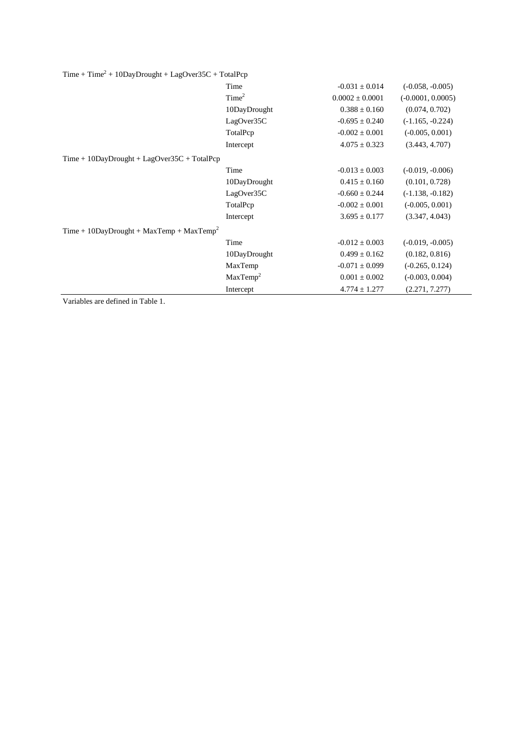| | | | |
|---|---|---|---|
| Time + $Time^2$ + 10DayDrought + LagOver35C + TotalPcp | | | |
| | Time | -0.031 ± 0.014 | (-0.058, -0.005) |
| | $Time^2$ | 0.0002 ± 0.0001 | (-0.0001, 0.0005) |
| | 10DayDrought | 0.388 ± 0.160 | (0.074, 0.702) |
| | LagOver35C | -0.695 ± 0.240 | (-1.165, -0.224) |
| | TotalPcp | -0.002 ± 0.001 | (-0.005, 0.001) |
| | Intercept | 4.075 ± 0.323 | (3.443, 4.707) |
| Time + 10DayDrought + LagOver35C + TotalPcp | | | |
| | Time | -0.013 ± 0.003 | (-0.019, -0.006) |
| | 10DayDrought | 0.415 ± 0.160 | (0.101, 0.728) |
| | LagOver35C | -0.660 ± 0.244 | (-1.138, -0.182) |
| | TotalPcp | -0.002 ± 0.001 | (-0.005, 0.001) |
| | Intercept | 3.695 ± 0.177 | (3.347, 4.043) |
| Time + 10DayDrought + MaxTemp + $MaxTemp^2$ | | | |
| | Time | -0.012 ± 0.003 | (-0.019, -0.005) |
| | 10DayDrought | 0.499 ± 0.162 | (0.182, 0.816) |
| | MaxTemp | -0.071 ± 0.099 | (-0.265, 0.124) |
| | $MaxTemp^2$ | 0.001 ± 0.002 | (-0.003, 0.004) |
| | Intercept | 4.774 ± 1.277 | (2.271, 7.277) |

Variables are defined in Table 1.